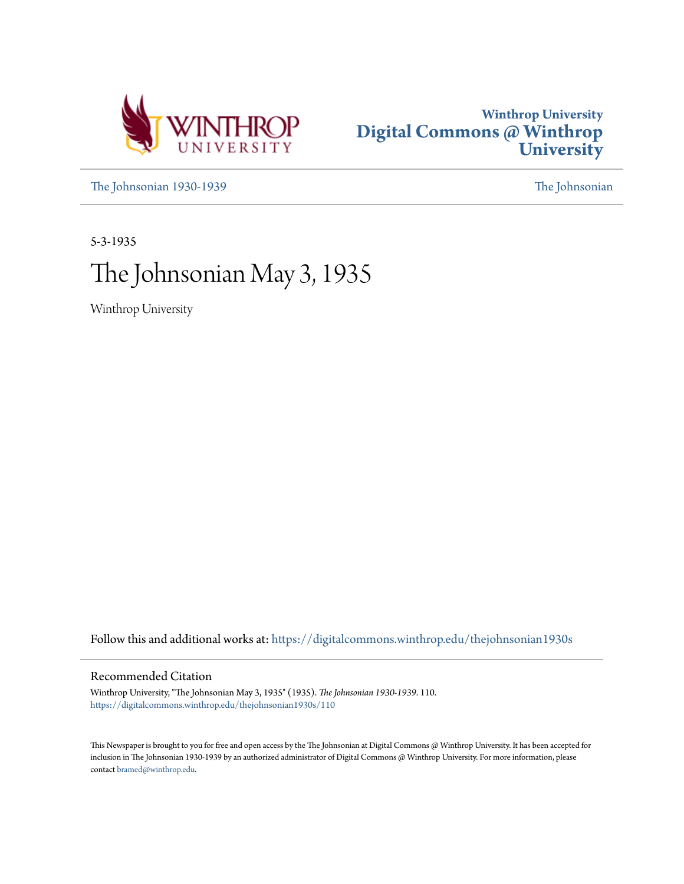Winthrop University
# Digital Commons @ Winthrop University

The Johnsonian 1930-1939 | The Johnsonian

5-3-1935

# The Johnsonian May 3, 1935

Winthrop University

Follow this and additional works at: https://digitalcommons.winthrop.edu/thejohnsonian1930s

## Recommended Citation

Winthrop University, "The Johnsonian May 3, 1935" (1935). *The Johnsonian 1930-1939*. 110.
https://digitalcommons.winthrop.edu/thejohnsonian1930s/110

This Newspaper is brought to you for free and open access by the The Johnsonian at Digital Commons @ Winthrop University. It has been accepted for inclusion in The Johnsonian 1930-1939 by an authorized administrator of Digital Commons @ Winthrop University. For more information, please contact bramed@winthrop.edu.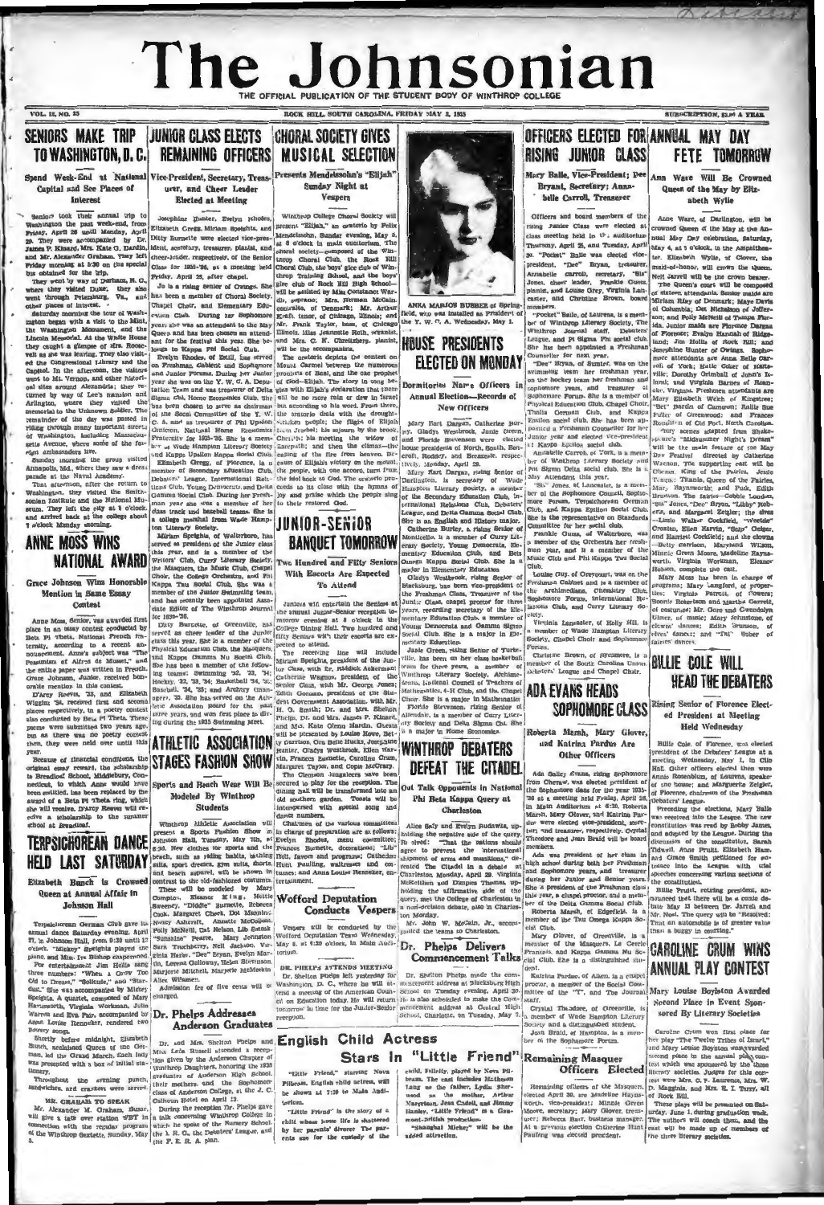# The Johnsonian

THE OFFICIAL PUBLICATION OF THE STUDENT BODY OF WINTHROP COLLEGE

VOL. 12, NO. 25 — ROCK HILL, SOUTH CAROLINA, FRIDAY MAY 3, 1935 — SUBSCRIPTION, $1.00 A YEAR

## SENIORS MAKE TRIP TO WASHINGTON, D. C.

### Spend Week-End at National Capital and See Places of Interest

Seniors took their annual trip to Washington the past week-end, from Friday, April 26 until Monday, April 29. They were accompanied by Dr. James P. Kinard, Mrs. Kate G. Hardin, and Mr. Alexander Graham. They left Friday morning at 5:30 on the special bus obtained for the trip.

They went by way of Durham, N. C., where they visited Duke; they also went through Petersburg, Va., and other places of interest.

Saturday morning the tour of Washington began with a visit to the Mint, the Washington Monument, and the Lincoln Memorial. At the White House they caught a glimpse of Mrs. Roosevelt as she was leaving. They also visited the Congressional Library and the Capitol. In the afternoon, the visitors went to Mt. Vernon, and other historical sites around Alexandria; they returned by way of Lee's mansion and Arlington, where they visited the memorial to the Unknown Soldier. The remainder of the day was passed in riding through many important streets of Washington, including Massachusetts Avenue, where some of the foreign ambassadors live.

Sunday morning the group visited Annapolis, Md., where they saw a dress parade at the Naval Academy.

That afternoon, after the return to Washington, they visited the Smithsonian Institute and the National Museum. They left the city at 1 o'clock, and arrived back at the college about 7 o'clock Monday morning.

## ANNE MOSS WINS NATIONAL AWARD

### Grace Johnson Wins Honorable Mention in Same Essay Contest

Anne Moss, Senior, was awarded first place in an essay contest conducted by Beta Pi Theta, National French fraternity, according to a recent announcement. Anne's subject was "The Pessimism of Alfred de Musset," and the entire paper was written in French. Grace Johnson, Junior, received honorable mention in this contest.

D'Arcy Reeves, '33, and Elizabeth Wiggins '34, received first and second places respectively, in a poetry contest also conducted by Beta Pi Theta. These poems were submitted two years ago, but as there was no poetry contest then, they were held over until this year.

Because of financial conditions, the original essay reward, the scholarship to Breadloaf School, Middlebury, Connecticut, to which Anne would have been entitled, has been replaced by the award of a Beta Pi Theta ring, which she will receive. D'Arcy Reeves will receive a scholarship to the summer school at Breadloaf.

## TERPSICHOREAN DANCE HELD LAST SATURDAY

### Elizabeth Bunch is Crowned Queen at Annual Affair in Johnson Hall

Terpsichorean German Club gave its annual dance Saturday evening, April 27, in Johnson Hall, from 9:30 until 12 o'clock. "Mickey" Speights played the piano, and Mrs. Iva Bishop chaperoned.

For entertainment Jan Hollis sang three numbers: "When a Grow Too Old to Dream," "Solitude," and "Stardust." She was accompanied by Mickey Speights. A quartet, composed of Mary Hammsworth, Virginia Workman, Julia Warren and Eva Fair, accompanied by Anne Louise Rennecker, rendered two Bowery songs.

Shortly before midnight, Elizabeth Bunch, acclaimed Queen of the German, led the Grand March. Each lady was presented with a box of initial stationery.

Throughout the evening punch, sandwiches, and crackers were served.

### MR. GRAHAM TO SPEAK

Mr. Alexander M. Graham, Bursar, will give a talk over station WBT in connection with the regular program of the Winthrop Sextette, Sunday, May 5.

## JUNIOR CLASS ELECTS REMAINING OFFICERS

### Vice-President, Secretary, Treasurer, and Cheer Leader Elected at Meeting

Josephine Hunter, Evelyn Rhodes, Elizabeth Cross, Miriam Speights, and Ditty Burnette were elected vice-president, secretary, treasurer, pianist, and cheer-leader, respectively, of the Senior Class for 1935-'36, at a meeting held Friday, April 26, after chapel.

Jo is a rising senior of Owings. She has been a member of Choral Society, Chapel Choir, and Elementary Education Club. During her Sophomore year she was an attendant to the May Queen and has been chosen an attendant for the festival this year. She belongs to Kappa Phi Social Club.

Evelyn Rhodes, of Estill, has served on Freshman Cabinet and Sophomore and Junior Forums. During her Junior year she was on the Y. W. C. A. Deputation Team and was treasurer of Delta Sigma Chi, Home Economics Club. She has been chosen to serve as chairman of the Social Committee of the Y. W. C. A. and as treasurer of Phi Upsilon Omicron, National Home Economics Fraternity for 1935-'36. She is a member of Wade Hampton Literary Society and Kappa Upsilon Kappa Social Club.

Elizabeth Cross, of Florence, is a member of Secondary Education Club, Debaters' League, International Relations Club, Young Democrats, and Delta Gamma Social Club. During her Freshman year she was a member of her class track and baseball teams. She is a college marshal from Wade Hampton Literary Society.

Miriam Speights, of Walterboro, has served as president of the Junior class this year, and is a member of the Wofford Club, Curry Literary Society, the Masquers, the Music Club, Chapel Choir, the College Orchestra, and Phi Kappa Tau Social Club. She was a member of the Junior Swimming team, and has recently been appointed Associate Editor of The Winthrop Journal for 1935-'36.

Ditty Burnette, of Greenville, has served as cheer leader of the Junior class this year. She is a member of the Physical Education Club, the Masquers, and Kappa Gamma Nu Social Club. She has been a member of the following teams: Swimming '32, '33, '34; Hockey, '32, '33, '34; Basketball '34, '35; Baseball, '34, '35; and Archery (manager), '33. She has served on the Athletic Association Board for the past three years, and won first place in diving during the 1935 Swimming Meet.

## ATHLETIC ASSOCIATION STAGES FASHION SHOW

### Sports and Beach Wear Will Be Modeled By Winthrop Students

Winthrop Athletic Association will present a Sports Fashion Show in Johnson Hall, Tuesday, May 7th, at 6:30. New clothes for sports and the beach, such as riding habits, bathing suits, sport dresses, gym suits, shorts, and beach apparel, will be shown in contrast to the old-fashioned costumes.

These will be modeled by Mary Compton, Eleanor King, Hettie Sweeney, "Diddle" Burnette, Rebecca Cook, Margaret Cheek, Dot Manning, Nancy Ashcraft, Annette McCown, Polly McNeill, Cat Nelson, Lib Smink, "Sunshine" Pearre, Mary Johnston, Sara Trotzbury, Nell Jackson, Virginia Hare, "Dee" Bryan, Evelyn Marion, Lorena Galloway, Helen Stevenson, Marjorie Mitchell, Marjorie McMeekin, Alice Wilsmen.

Admission fee of five cents will be charged.

## Dr. Phelps Addresses Anderson Graduates

Dr. and Mrs. Shelton Phelps and Miss Leila Russell attended a reception given by the Anderson Chapter of Winthrop Daughters, honoring the 1935 graduates of Anderson High School, their mothers, and the Sophomore class of Anderson College, at the J. C. Calhoun Hotel on April 13.

During the reception Dr. Phelps gave a talk concerning Winthrop College in which he spoke of the Nursery School, the I. R. C., the Debaters' League, and the P. E. R. A. plan.

## CHORAL SOCIETY GIVES MUSICAL SELECTION

### Presents Mendelssohn's "Elijah" Sunday Night at Vespers

Winthrop College Choral Society will present "Elijah," an oratorio by Felix Mendelssohn, Sunday evening, May 5, at 8 o'clock in main auditorium. The choral society—composed of the Winthrop Choral Club, the Rock Hill Choral Club, the boys' glee club of Winthrop Training School, and the boys' glee club of Rock Hill High School—will be assisted by Miss Constance Wardle, soprano; Mrs. Herman McCain, contralto, of Denmark; Mr. Arthur Kraft, tenor, of Chicago, Illinois; and Mr. Frank Taylor, bass, of Chicago, Illinois. Miss Jeannette Roth, organist, and Mrs. C. H. Christzberg, pianist, will be the accompanists.

The oratorio depicts the contest on Mount Carmel between the numerous prophets of Baal, and the one prophet of God—Elijah. The story is sung beginning with Elijah's declaration that there will be no more rain or dew in Israel but according to his word. From there, the oratorio deals with the drought-stricken people; the flight of Elijah into Jezebel; his sojourn by the brook, Cherith; his meeting the widow of Zarephath; and then the climax—the calling of the fire from heaven. Because of Elijah's victory on the mount, the people, who had ordered, turn from the idol back to God. The oratorio proceeds to its close with the hymns of joy and praise which the people sing to their restored God.

## JUNIOR-SENIOR BANQUET TOMORROW

### Two Hundred and Fifty Seniors With Escorts Are Expected To Attend

Juniors will entertain the Seniors at the annual Junior-Senior reception tomorrow evening at 8 o'clock in the College Dining Hall. Two hundred and fifty Seniors with their escorts are expected to attend.

The receiving line will include: Miriam Speights, president of the Junior Class, with Dr. Riddick Ackerman; Catherine Wagnon, president of the Senior Class, with Mr. George Jones; Edith Gorman, president of the Student Government Association, with Mr. H. G. Smith; Dr. and Mrs. Shelton Phelps, Dr. and Mrs. James P. Kinard, and Mrs. Kate Glenn Hardin. Guests will be presented by Louise Howe, Betty Carrison, Ora Belle Hucks, Josephine Hunter, Gladys Westbrook, Ellen Marvin, Frances Burnette, Carolina Crum, Margaret Taylor, and Cora McCrary.

The Clemson Jungaleers have been secured to play for the reception. The dining hall will be transformed into an old southern garden. Toasts will be interspersed with special song and dance numbers.

Chairmen of the various committees in charge of preparations are as follows: Evelyn Rhodes, menu committee; Frances Burnette, decorations; "Lib" Holt, favors and programs; Catherine Hunt Faulling, waitresses and costumes; and Anna Louise Rennecker, entertainment.

## Wofford Deputation Conducts Vespers

Vespers will be conducted by the Wofford Deputation Team Wednesday, May 8, at 6:30 o'clock, in Main Auditorium.

### DR. PHELPS ATTENDS MEETING

Dr. Shelton Phelps left yesterday for Washington, D. C., where he will attend a meeting of the American Council on Education today. He will return tomorrow in time for the Junior-Senior reception.

## English Child Actress Stars in "Little Friend"

"Little Friend," starring Nova Pilbeam, English child actress, will be shown at 7:30 in Main Auditorium.

"Little Friend" is the story of a child whose home life is shattered by her parents' divorce. The parents sue for the custody of the child, Felicity, played by Nova Pilbeam. The cast includes Matheson Lang as the father, Lydia Sherwood as the mother, Arthur Margetson, Jean Cadell, and Jimmy Hanley. "Little Friend" is a Gaumont-British production.

"Shanghai Mickey" will be the added attraction.

ANNA MARION SUBBER of Springfield, who was installed as President of the Y. W. C. A. Wednesday, May 1.

## HOUSE PRESIDENTS ELECTED ON MONDAY

### Dormitories Name Officers in Annual Election—Records of New Officers

Mary Hart Dargan, Catherine Burley, Gladys Westbrook, Junie Green, and Florida Stevenson were elected house presidents of North, South, Bancroft, Roddey, and Breazeale, respectively, Monday, April 29.

Mary Hart Dargan, rising Senior of Darlington, is secretary of Wade Hampton Literary Society, a member of the Secondary Education Club, International Relations Club, Debaters' League, and Delta Gamma Social Club. She is an English and History major.

Catherine Burley, a rising Senior of Monticello, is a member of Curry Literary Society, Young Democrats, Elementary Education Club, and Beta Omega Kappa Social Club. She is a major in Elementary Education.

Gladys Westbrook, rising Senior of Blacksburg, has been vice-president of the Freshman Class, Treasurer of the Junior Class, chapel proctor for three years, recording secretary of the Elementary Education Club, a member of Young Democrats and Gamma Sigma Social Club. She is a major in Elementary Education.

Junie Green, rising Senior of Turbeville, has been on her class basketball team for three years, a member of Winthrop Literary Society, Archimedeans, National Council of Teachers of Mathematics, 4-H Club, and the Chapel Choir. She is a major in Mathematics.

Florida Stevenson, rising Senior of Allendale, is a member of Curry Literary Society and Delta Sigma Chi. She is a major in Home Economics.

## WINTHROP DEBATERS DEFEAT THE CITADEL

### Out Talk Opponents in National Phi Beta Kappa Query at Charleston

Alice Salty and Evelyn Sudawiza, upholding the negative side of the query, Resolved: "That the nations should agree to prevent the international shipment of arms and munitions," defeated The Citadel in a debate at Charleston Monday, April 29. Wyman McKeithen and Dimples Thomas, upholding the affirmative side of the query, met the College of Charleston in a non-decision debate, also in Charleston Monday.

Mr. John W. McCain, Jr., accompanied the teams to Charleston.

## Dr. Phelps Delivers Commencement Talks

Dr. Shelton Phelps made the commencement address at Blacksburg High School on Tuesday evening, April 30. He is also scheduled to make the commencement address at Central High School, Charlotte, on Tuesday, May 7.

## OFFICERS ELECTED FOR RISING JUNIOR CLASS

### Mary Balle, Vice-President; Dee Bryant, Secretary; Annabelle Carroll, Treasurer

Officers and board members of the rising Junior Class were elected at a class meeting held in the auditorium Thursday, April 25, and Tuesday, April 30. "Pocket" Balle was elected vice-president, "Dee" Bryan, treasurer, Annabelle Carroll, secretary, "Sis" Jones, cheer leader, Frankie Guess, pianist, and Louise Guy, Virginia Lancaster, and Christine Brown, board members.

"Pocket" Balle, of Laurens, is a member of Winthrop Literary Society, The Winthrop Journal staff, Debaters' League, and Pi Sigma Phi social club. She has been appointed a Freshman Counsellor for next year.

"Dee" Bryan, of Sumter, was on the swimming team her freshman year, on the hockey team her freshman and sophomore years, and treasurer of Sophomore Forum. She is a member of Physical Education Club, Chapel Choir, Thalia German Club, and Kappa Epsilon social club. She has been appointed a Freshman Counsellor for her Junior year and elected vice-president of Kappa Epsilon social club.

Annabelle Carroll, of York, is a member of Winthrop Literary Society and Pi Sigma Delta social club. She is a May Attendant this year.

"Sis" Jones, of Lancaster, is a member of the Sophomore Council, Sophomore Forum, Terpsichorean German Club, and Kappa Epsilon Social Club. She is the representative on Standards Committee for her social club.

Frankie Guess, of Walterboro, was a member of the orchestra her freshman year, and is a member of the Music Club and Phi Kappa Two Social Club.

Louise Guy, of Greyroot, was on the Freshman Cabinet and is a member of the Archimedians, Chemistry Club, Sophomore Forum, International Relations Club, and Curry Literary Society.

Virginia Lancaster, of Holly Hill, is a member of Wade Hampton Literary Society, Chapel Choir and Sophomore Forum.

Christine Brown, of Sycamore, is a member of the South Carolina Union Debaters' League and Chapel Choir.

## ADA EVANS HEADS SOPHOMORE CLASS

### Roberta Marsh, Mary Glover, and Katrina Pardue Are Other Officers

Ada Salley Evans, rising sophomore from Cheraw, was elected president of the sophomore class for the year 1935-'36 at a meeting held Friday, April 26, in Main Auditorium at 6:30. Roberta Marsh, Mary Glover, and Katrina Pardue were elected vice-president, secretary and treasurer, respectively. Crystal Theodore and Jean Braid will be board members.

Ada was president of her class in high school during both her Freshman and Sophomore years, and treasurer during her Junior and Senior years. She is president of the Freshman class this year, a chapel proctor, and a member of the Delta Gamma Social Club.

Roberta Marsh, of Edgefield, is a member of the Tau Omega Kappa Social Club.

Mary Glover, of Greenville, is a member of the Masquers, Le Cercle Francais, and Kappa Gamma Nu Social Club. She is a distinguished student.

Katrina Pardue, of Aiken, is a chapel proctor, a member of the Social Committee of the "Y", and The Journal staff.

Crystal Theodore, of Greenville, is a member of Wade Hampton Literary Society and a distinguished student.

Jean Braid, of Hampton, is a member of the Sophomore Forum.

## Remaining Masquer Officers Elected

Remaining officers of the Masquers, elected April 30, are Madeline Haynsworth, vice-president; Minnie Green Moore, secretary; Mary Glover, treasurer; Rebecca Burr, business manager. At a previous election Catherine Hunt Faulling was elected president.

## ANNUAL MAY DAY FETE TOMORROW

### Ann Ware Will Be Crowned Queen of the May by Elizabeth Wylie

Anne Ware, of Darlington, will be crowned Queen of the May at the Annual May Day celebration, Saturday, May 4, at 5 o'clock, in the Amphitheater. Elizabeth Wylie, of Clover, the maid-of-honor, will crown the Queen. Nell Jarrell will be the crown bearer.

The Queen's court will be composed of sixteen attendants. Senior maids are Miriam Riley of Denmark; Maye Davis of Columbia; Dot Nicholson of Jefferson; and Polly McNeill of Tampa Florida. Junior maids are Florence Dargan of Florence; Evelyn Randall of Ridgeland; Jan Hollis of Rock Hill; and Josephine Hunter of Owings. Sophomore attendants are Anna Belle Carroll of York; Hattie Coker of Hartsville; Dorothy Grimball of John's Island; and Virginia Barnes of Roanoke. Virginia. Freshmen attendants are Mary Elizabeth Welch of Kingstree; "Bet" Bardin of Camden; Hallie Sue Fuller of Greenwood; and Frances Roughton of Old Fort, North Carolina.

Fairy scenes adapted from Shakespeare's "Midsummer Night's Dream" will be the main feature of the May Day Festival directed by Catherine Watson. The supporting cast will be Oberon, King of the Fairies, Jessie Teague; Titania, Queen of the Fairies, Mary Haynsworth; and Puck, Edith Brunson. The fairies—Cobbie Landon, "Sis" Jones, "Dee" Bryan, "Libby" Roberts, and Margaret Zeigler; the elves—Little Walker Cockfield, "Weetsie" Cronise, Ellen Harvin, "Skip" Ordear, and Harriet Cockfield; and the clowns—Betty Carrison, Maryland Wilson, Minnie Green Moore, Madeline Haynsworth, Virginia Workman, Eleanor Hobson, complete the cast.

Mary Moss has been in charge of programs; Mary Langford, of properties; Virginia Parrott, of flowers; Bonnie Robertson and Martha Garrett, of costumes; Mr. Gore and Gwendolyn Glover, of music; Mary Johnstone, of clowns' dances; Edith Brunson, of elves' dances; and "Pat" Suber of fairies' dances.

## BILLIE COLE WILL HEAD THE DEBATERS

### Rising Senior of Florence Elected President at Meeting Held Wednesday

Billie Cole, of Florence, was elected president of the Debaters' League at a meeting Wednesday, May 1, in Clio Hall. Other officers elected there were Annie Rosenblum, of Laurens, speaker of the house; and Marguerite Zeigler, of Florence, chairman of the Freshman Debaters' League.

Preceding the elections, Mary Balle was received into the League. The new constitution was read by Bobby James, and adopted by the League. During the discussion of the constitution, Sarah Tidwell, Anne Pruitt, Elizabeth Ham, and Grace Smith petitioned for entrance into the League with trial speeches concerning various sections of the constitution.

Billie Pruitt, retiring president, announced that there will be a trial debate May 11 between Dr. Jarrell and Mr. Noel. The query will be "Resolved: That an automobile is of greater value than a buggy in courting."

## CAROLINE CRUM WINS ANNUAL PLAY CONTEST

### Mary Louise Boyiston Awarded Second Place in Event Sponsored By Literary Societies

Caroline Crum won first place for her play "The Twelve Tribes of Israel," and Mary Louise Boyiston was awarded second place in the annual play contest which was sponsored by the three literary societies. Judges for this contest were Mrs. C. F. Laurence, Mrs. W. D. Maggin, and Mrs. R. T. Terry, all of Rock Hill.

These plays will be presented on Saturday, June 1, during graduation week. The authors will coach them, and the cast will be made up of members of the three literary societies.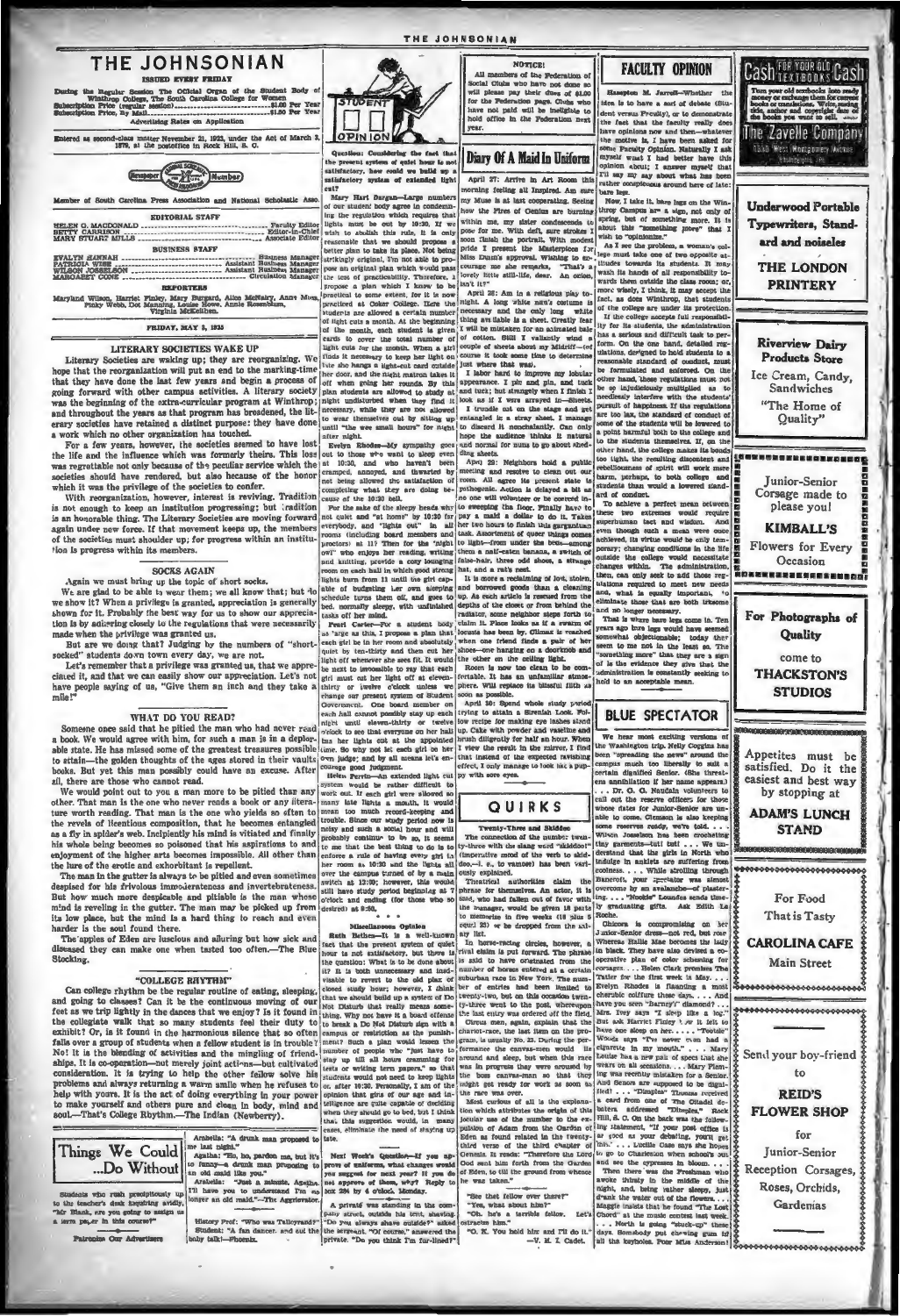# THE JOHNSONIAN

ISSUED EVERY FRIDAY

During the Regular Session The Official Organ of the Student Body of Winthrop College, The South Carolina College for Women

Subscription Price (regular session) .......... $1.00 Per Year
Subscription Price, By Mail .......... $1.50 Per Year

Advertising Rates on Application

Entered as second-class matter November 21, 1923, under the Act of March 3, 1879, at the postoffice in Rock Hill, S. C.

Member of South Carolina Press Association and National Scholastic Asso.

### EDITORIAL STAFF

HELEN G. MACDONALD .......... Faculty Editor
BETTY GARRISON .......... Editor-in-Chief
MARY STUART MILLS .......... Associate Editor

### BUSINESS STAFF

EVALYN HANNAH .......... Business Manager
PATRICIA WISE .......... Assistant Business Manager
WILSON JOSSELSON .......... Assistant Business Manager
MARGARET COOK .......... Circulation Manager

### REPORTERS

Maryland Wilson, Harriet Finley, Mary Burgard, Alice McNairy, Anne Moss, Pinky Webb, Dot Manning, Louise Howe, Annie Rosenblum, Virginia McKeithen.

FRIDAY, MAY 3, 1935

## LITERARY SOCIETIES WAKE UP

Literary Societies are waking up; they are reorganizing. We hope that the reorganization will put an end to the marking-time that they have done the last few years and begin a process of going forward with other campus activities. A literary society was the beginning of the extra-curricular program at Winthrop; and throughout the years as that program has broadened, the literary societies have retained a distinct purpose: they have done a work which no other organization has touched.

For a few years, however, the societies seemed to have lost the life and the influence which was formerly theirs. This loss was regrettable not only because of the peculiar service which the societies should have rendered, but also because of the honor which it was the privilege of the societies to confer.

With reorganization, however, interest is reviving. Tradition is not enough to keep an institution progressing; but tradition is an honorable thing. The Literary Societies are moving forward again under new force. If that movement keeps up, the members of the societies must shoulder up; for progress within an institution is progress within its members.

## SOCKS AGAIN

Again we must bring up the topic of short socks.

We are glad to be able to wear them; we all know that; but do we show it? When a privilege is granted, appreciation is generally shown for it. Probably the best way for us to show our appreciation is by adhering closely to the regulations that were necessarily made when the privilege was granted us.

But are we doing that? Judging by the numbers of "short-socked" students down town every day, we are not.

Let's remember that a privilege was granted us, that we appreciated it, and that we can easily show our appreciation. Let's not have people saying of us, "Give them an inch and they take a mile!"

## WHAT DO YOU READ?

Someone once said that he pitied the man who had never read a book. We would agree with him, for such a man is in a deplorable state. He has missed some of the greatest treasures possible to attain—the golden thoughts of the ages stored in their vaults—books. But yet this man possibly could have an excuse. After all, there are those who cannot read.

We would point out to you a man more to be pitied than any other. That man is the one who never reads a book or any literature worth reading. That man is the one who yields so often to the revels of licentious composition, that he becomes entangled as a fly in spider's web. Incipiently his mind is vitiated and finally his whole being becomes so poisoned that his aspirations to and enjoyment of the higher arts becomes impossible. All other than the lure of the erotic and exhorbitant is repellent.

The man in the gutter is always to be pitied and even sometimes despised for his frivolous immoderateness and invertebrateness. But how much more despicable and pitiable is the man whose mind is reveling in the gutter. The man may be picked up from its low place, but the mind is a hard thing to reach and even harder is the soul found there.

The apples of Eden are luscious and alluring but how sick and diseased they can make one when tasted too often.—The Blue Stocking.

## "COLLEGE RHYTHM"

Can college rhythm be the regular routine of eating, sleeping, and going to classes? Can it be the continuous moving of our feet as we trip lightly in the dances that we enjoy? Is it found in the collegiate walk that so many students feel their duty to exhibit? Or, is it found in the harmonious silence that so often falls over a group of students when a fellow student is in trouble? No! It is the blending of activities and the mingling of friendships. It is co-operation—not merely joint actions—but cultivated consideration. It is trying to help the other fellow solve his problems and always returning a warm smile when he refuses to help with yours. It is the act of doing everything in your power to make yourself and others pure and clean in body, mind and soul.—That's College Rhythm.—The Indian (Newberry).

## Things We Could ...Do Without

Students who rush precipitously up to the teacher's desk inquiring avidly, "Mr. Blank, are you going to assign us a term paper in this course?"

Patronize Our Advertisers

## STUDENT OPINION

Question: Considering the fact that the present system of light hours is not satisfactory, how could we build up a satisfactory system of extended light cuts?

Mary Hart Dargan—Large numbers of our student body agree in condemning the regulation which requires that lights must be out by 10:30. If we wish to abolish this rule, it is only reasonable that we should propose a better plan to take its place. Not being strikingly original, I'm not able to propose an original plan which would pass the test of practicability. Therefore, I propose a plan which I know to be practical to some extent, for it is now practiced at Coker College. There the students are allowed a certain number of light cuts a month. At the beginning of the month, each student is given cards to cover the total number of light cuts for the month. When a girl finds it necessary to keep her light on late she hangs a light-cut card outside her door, and the night matron takes it off when going her rounds. By this plan students are allowed to study at night undisturbed when they find it necessary, while they are not allowed to wear themselves out by sitting up until "the wee small hours" for night after night.

Evelyn Rhodes—My sympathy goes out to those we who tend to sleep even at 10:30, and who haven't been cramped, annoyed, and thwarted by not being allowed the satisfaction of completing what they are doing because of the 10:30 bell.

For the sake of the sleepy heads why not build "at home" by 10:30 for everybody, and "lights out" in all rooms (including board members and proctors) at 11? Then for the "night owl" who enjoys her reading, writing and knitting, provide a cozy lounging room on each hall in which good strong lights burn from 11 until the girl capable of budging her own sleeping schedule turns them off, and goes to bed, normally sleepy, with unfinished tasks off her mind.

Pearl Carter—For a student body as large as this, I propose a plan that each girl be in her room and absolutely quiet by ten-thirty and then cut her light off whenever she sees fit. It would be next to impossible to say that each girl must cut her light off at eleven-thirty or twelve o'clock unless we change our present system of Student Government. One board member on each hall cannot possibly stay up each night until eleven-thirty or twelve o'clock to see that everyone on her hall has her lights cut at the appointed time. So why not let each girl be her own judge; and by all means let's encourage good judgment.

Helen Perrin—An extended light cut system would be rather difficult to work out. If each girl were allowed so many late lights a month, it would mean too much record-keeping and trouble. Since our study period now is noisy and such a social hour and will probably continue to be so, it seems to me that the best thing to do is to enforce a rule of having every girl in her room at 10:30 and the lights all over the campus turned off by a main switch at 12:30; however, this would still have study period beginning at 7 o'clock and ending (for those who so desired) at 9:30.

### Miscellaneous Opinion

Ruth Bethea—It is a well-known fact that the present system of light hour is not satisfactory, but there is the question: What is to be done about it? It is both unnecessary and inadvisable to revert to the old plan of closed study hour; however, I think that we should build up a system of Do Not Disturb that really means something. Why not have it a board offense to break a Do Not Disturb sign with a campus or restriction as the punishment? Such a plan would lessen the number of people who "just have to stay up till all hours cramming for tests or writing term papers," so that students would not need to keep lights on after 10:30. Personally, I am of the opinion that girls of our age and intelligence are quite capable of deciding when they should go to bed, but I think that this suggestion would, in many cases, eliminate the need of staying up late.

Next Week's Question—If you approve of uniforms, what changes would you suggest for next year? If you do not approve of them, why? Reply to box 284 by 6 o'clock Monday.

Arabella: "A drunk man proposed to me last night."
Agatha: "No, no, pardon me, but it's so funny—a drunk man proposing to an old maid like you."
Arabella: "Just a minute, Agatha. I'll have you to understand I'm no longer an old maid."—The Aggievator.

History Prof: "Who was Talleyrand?"
Student: "A fan dancer, and cut the baby talk!"—Phoenix.

A private was standing in the company street, outside his tent, shaving. "Do you always shave outside?" asked the sergeant. "Of course," answered the private. "Do you think I'm fur-lined?"

## NOTICE!

All members of the Federation of Social Clubs who have not done so will please pay their dues of $1.00 for the Federation page. Clubs who have not paid will be ineligible to hold office in the Federation next year.

## Diary Of A Maid In Uniform

April 27: Arrive in Art Room this morning feeling all inspired. Am sure my Muse is at last cooperating. Seeing how the Fires of Genius are burning within me, my sister condescends to pose for me. With deft, sure strokes I soon finish the portrait. With modest pride I present the Masterpiece for Miss Dunn's approval. Wishing to encourage me she remarks, "That's a lovely little still-life, dear. An onion, isn't it?"

April 26: Am in a religious play tonight. A long white nun's costume is necessary and the only long white thing available is a sheet. Greatly fear I will be mistaken for an animated bale of cotton. Still I valiantly wind a couple of sheets about my Midriff—(of course it took some time to determine just where that was).

I labor hard to improve my lobular appearance. I pin and pin, and tuck and tuck; but strangely when I finish I look as if I were arrayed in—Sheets. I trundle out on the stage and get entangled in a stray sheet. I manage to discard it nonchalantly. Can only hope the audience thinks it natural and normal for nuns to go about shedding sheets.

April 28: Neighbors hold a public meeting and resolve to clean out our room. All agree its present state is pathogenic. Action is delayed a bit as no one will volunteer or be coerced into sweeping the floor. Finally have to pay a maid a dollar to do it. Takes her two hours to finish this gargantuan task. Assortment of queer things comes to light—from under the beds—among them a nail-eaten banana, a switch of false-hair, three odd shoes, a strange hat, and a rat's nest.

It is more a reclaiming of lost, stolen, and borrowed goods than a cleaning up. As each article is rescued from the depths of the closet or from behind the radiator, some neighbor steps forth to claim it. Place looks as if a swarm of locusts has been by. Climax is reached when one friend finds a pair of her shoes—ever hanging on a doorknob and the other on the ceiling light.

Room is now too clean to be comfortable. It has an unfamiliar atmosphere. Will replace its blissful filth as soon as possible.

April 30: Spend whole study period trying to attain a Birenish Look. Follow recipe for making eye lashes stand up. Cake with powder and vaseline and brush diligently for half an hour. When I view the result in the mirror, I find that instead of the expected ravishing effect, I only manage to look like a puppy with sore eyes.

## QUIRKS

### Twenty-Three and Skiddoo

The connection of the number: twenty-three with the slang word "skiddoo" (imperative mood of the verb to skidoo—i. e., to vamoose) has been variously explained.

Theatrical authorities claim the phrase for themselves. An actor, it is said, who had fallen out of favor with the manager, would be given 18 parts to memorize in five weeks (18 plus 5 equal 23) or he dropped from the salary list.

In horse-racing circles, however, a rival claim is put forward. The phrase is said to have originated from the number of horses entered at a certain suburban race in New York. The number of entries had been limited to twenty-two, but on this occasion twenty-three went to the post, whereupon the last entry was ordered off the field.

Circus men, again, explain that the chariot-race, the last item on the program, is usually No. 23. During the performance the canvas-men would lie around and sleep, but when this race was in progress they were aroused by the boss canvas-man so that they might get ready for work as soon as the race was over.

Most curious of all is the explanation which attributes the origin of this jocular use of the number to the expulsion of Adam from the Garden of Eden as found related in the twenty-third verse of the third chapter of Genesis. It reads: "Therefore the Lord God sent him forth from the Garden of Eden, to till the ground from whence he was taken."

"See that fellow over there?"
"Yes, what about him?"
"Oh, he's a terrible fellow. Let's ostracize him."
"O. K. You hold him and I'll do it."
—V. M. I. Cadet.

## FACULTY OPINION

Hampton M. Jarrell—Whether the idea is to have a sort of debate (Student versus Faculty), or to demonstrate the fact that the faculty really does have opinions now and then—whatever the motive is, I have been asked for some Faculty Opinion. Naturally I ask myself what I had better have this opinion about; I answer myself that I'll say my say about what has been rather conspicuous around here of late: bare legs.

Now, I take it, bare legs on the Winthrop Campus are a sign, not only of spring, but of something more. It is about this "something more" that I wish to "opinionize."

As I see the problem, a woman's college must take one of two opposite attitudes towards its students. It may wash its hands of all responsibility towards them outside the class room; or, more wisely, I think, it may accept the fact, as does Winthrop, that students of the college are under its protection.

If the college accepts full responsibility for its students, the administration has a serious and difficult task to perform. On the one hand, detailed regulations, designed to hold students to a reasonable standard of conduct, must be formulated and enforced. On the other hand, these regulations must not be so injudiciously multiplied as to needlessly interfere with the students' pursuit of happiness. If the regulations are too lax, the standard of conduct of some of the students will be lowered to a point harmful both to the college and to the students themselves. If, on the other hand, the college makes its bonds too tight, the resulting discontent and rebelliousness of spirit will work more harm, perhaps, to both college and students than would a lowered standard of conduct.

To achieve a perfect mean between these two extremes would require superhuman tact and wisdom. And even though such a mean were once achieved, its virtue would be only temporary; changing conditions in the life outside the college would necessitate changes within. The administration, then, can only seek to add those regulations required to meet new needs and, what is equally important, to eliminate those that are both irksome and no longer necessary.

That is where bare legs come in. Ten years ago bare legs would have seemed somewhat objectionable; today they seem to me not in the least so. The "something more" that they are a sign of is the evidence they give that the administration is constantly seeking to hold to an acceptable mean.

## BLUE SPECTATOR

We hear most exciting versions of the Washington trip. Nelly Coggins has been "spreading the news" around the campus much too liberally to suit a certain dignified Senior. (She threatens annihilation if her name appears.) . . . Dr. G. G. Naudain volunteers to call out the reserve officers for those whose dates for Junior-Senior are unable to come. Clemson is also keeping some reserves ready, we're told. . . . Wilson Josselson has been crocheting tiny garments—tut! tut! . . . We understand that the girls in North who indulge in anklets are suffering from coolness. . . . While strolling through Bancroft, your spectator was almost overcome by an avalanche—of plastering. . . . "Nookie" Loundes sends timely graduating gifts. Ask Edith La Roche.

Chicora is compromising on her Junior-Senior dress—not red, but rose! Whereas Hallie Mae becomes the lady in black. They have also devised a cooperative plan of color scheming for corsages. . . . Helen Clark promises The Tatler for the first week in May. . . . Evelyn Rhodes is flaunting a most cherubic coiffure these days. . . . And have you seen "Barney's" diamond? . . . Mrs. Ivey says "I sleep like a log." But ask Harriet Finley how it felt to have one sleep on her. . . . "Tootsie" Woods says "I've never even had a cigarette in my mouth." . . . Mary Louise has a new pair of specs that she wears on all occasions. . . . Mary Fleming was recently mistaken for a Senior. And Seniors are supposed to be dignified! . . . "Dimples" Thomas received a card from one of The Citadel debaters addressed "Dimples," Rock Hill, S. C. On the back was the following statement, "If your post office is as good as your debating, you'll get this." . . . Lucille Case says she hopes to go to Charleston when school's out and see the cypresses in bloom. . . . Then there was the Freshman who awoke thirsty in the middle of the night, and, being rather sleepy, just drank the water out of the flowers. . . . Maggie insists that he found "The Lost Chord" at the music contest last week. . . . North is going "stuck-up" these days. Somebody put chewing gum in all the keyholes. Poor Miss Anderson!

Cash FOR YOUR OLD TEXTBOOKS Cash

Turn your old textbooks into ready money or exchange them for current books or translations. Write, giving title, author and copyright date of the books you want to sell.

The Zavelle Company
3436 West Montgomery Avenue
Philadelphia, Pa.

Underwood Portable Typewriters, Standard and noiseless

THE LONDON PRINTERY

Riverview Dairy Products Store

Ice Cream, Candy, Sandwiches

"The Home of Quality"

Junior-Senior Corsage made to please you!

KIMBALL'S

Flowers for Every Occasion

For Photographs of Quality

come to

THACKSTON'S STUDIOS

Appetites must be satisfied. Do it the easiest and best way by stopping at

ADAM'S LUNCH STAND

For Food That is Tasty

CAROLINA CAFE

Main Street

Send your boy-friend to

REID'S FLOWER SHOP

for

Junior-Senior Reception Corsages, Roses, Orchids, Gardenias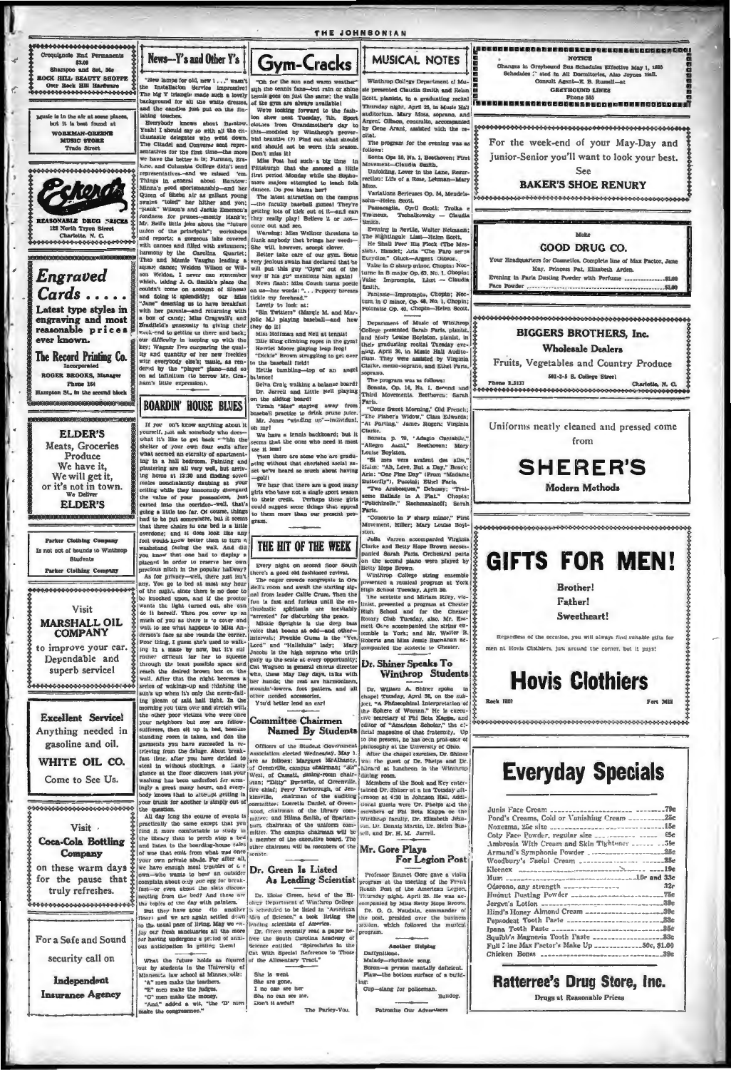Croquignole End Permanents $3.00

Shampoo and Set, 50c

ROCK HILL BEAUTY SHOPPE

Over Rock Hill Hardware

---

Music is in the air at some places, but it is best found at

WORKMAN-GREENE MUSIC STORE

Trade Street

---

Eckerd's

REASONABLE DRUG PRICES

122 North Tryon Street

Charlotte, N. C.

---

# Engraved Cards .....

Latest type styles in engraving and most reasonable prices ever known.

The Record Printing Co.

Incorporated

ROGER BROOKS, Manager

Phone 164

Hampton St., in the second block

---

ELDER'S

Meats, Groceries Produce

We have it, We will get it, or it's not in town.

We Deliver

ELDER'S

---

Parker Clothing Company

Is not out of bounds to Winthrop Students

Parker Clothing Company

---

Visit

MARSHALL OIL COMPANY

to improve your car. Dependable and superb service!

---

Excellent Service!

Anything needed in gasoline and oil.

WHITE OIL CO.

Come to See Us.

---

Visit

Coca-Cola Bottling Company

on these warm days for the pause that truly refreshes.

---

For a Safe and Sound security call on

Independent Insurance Agency

---

## News—Y's and Other Y's

"New lamps for old, new l . . ." wasn't the Installation Service impressive! The big Y triangle made such a lovely background for all the white dresses, and the candles just put on the finishing touches.

Everybody knows about Barstow. Yeah! I should say so with all the enthusiastic delegates who went down. The Citadel and Converse sent representatives for the first time—the more we have the better it is: Furman, Erskine, and Columbia College didn't send representatives—and we missed 'em. Things in general about Barstow: Minna's good sportsmanship—and her Queen of Sheba air as gallant young swains "toted" her hither and yon; "Punk" Wilson's and Jackie Emerson's fondness for prunes—mostly Hank's; Mr. Bell's little jokes about the "future union of the principals"; workshops and reports; a gorgeous lake covered with canoes and filled with swimmers; harmony by the Carolina Quartet; Theo and Mamie Vaughn leading a square dance; Weldon Wilson or Wilson Weldon, I never can remember which, taking J. O. Smith's place (he couldn't come on account of illness) and doing it splendidly; our Miss "Jane" deserting us to have breakfast with her parents—and returning with a box of candy; Miss Cragwall's and Bradfield's generosity in giving their week-end to getting us there and back; our difficulty in keeping up with the key; Wagner Pro comparing the quality and quantity of her new freckles with everybody else's; music, as rendered by the "player" piano—and so on ad infinitum (to borrow Mr. Graham's little expression).

## BOARDIN' HOUSE BLUES

If you don't know anything about it yourself, just ask somebody who does—what it's like to get back "'tin the shelter of your own four walls after what seemed an eternity of apartmenting in a hall bedroom. Painting and plastering are all very well, but arriving home at 12:30 and finding seven males nonchalantly daubing at your ceiling while they innocently disregard the value of your possessions, just carted into the corridor—well, that's going a little too far. Of course, things had to be put somewhere, but it seems that three chairs to one bed is a little overdone; and it does look like any fool would know better than to turn a washstand facing the wall. And did you know that one had to display a placard in order to reserve her own precious niche in the popular hallway?

As for privacy—well, there just isn't any. You go to bed at most any hour of the night, since there is no door to be knocked upon, and if the proctor wants the light turned out, she can do it herself. Then you cover up as much of you as there is to cover and wait to see what happens to Miss Anderson's face as she rounds the corner. Poor thing, I guess she's used to walking in a maze by now, but it's all rather difficult for her to squeeze through the least possible space and reach the desired brown box on the wall. After that the night becomes a series of waking-up and thinking the sun's up when it's only the never-failing gleam of said hall light. In the morning you turn over and stretch with the other poor victims who were once your neighbors but now are fellow-sufferers, then sit up in bed, because standing room is taken, and don the garments you have succeeded in retrieving from the deluge. About breakfast time, after you have decided to steal in without stockings, a hasty glance at the floor discovers that your washing has been undefiled for seemingly a great many hours, and everybody knows that to attempt getting in your trunk for another is simply out of the question.

All day long the course of events is practically the same except that you find it more comfortable to study in the library than to perch atop a bed and listen to the boarding-house tales of woe that emit from what was once your own private abode. For after all, we have enough meal troubles of our own—who wants to hear an outsider complain about only one egg for breakfast—or even about the slats disconnecting from the bed? And these are the topics of the day with painters.

But they have gone (to another floor) and we are again settled down to the usual pace of living. May we enjoy our fresh sanctuaries all the more for having undergone a period of anxious anticipation in getting them!

---

What the future holds as figured out by students in the University of Minnesota law school at Minneapolis:

"A" men make the teachers.

"B" men make the judges.

"C" men make the money.

"And," added a wit, "the 'D' men make the congressmen."

---

## Gym-Cracks

"Oh for the sun and warm weather" sigh the tennis fans—but rain or shine tennis goes on just the same; the walls of the gym are always available!

We're looking forward to the fashion show next Tuesday, 7th. Sport clothes from Grandmother's day to this—modeled by Winthrop's proverbial beauties (?) Find out what should and should not be worn this season. Don't miss it!

Miss Post had such a big time in Pittsburgh that she snoozed a little first period Monday while the Sophomore majors attempted to teach folk dances. Do you blame her?

The latest attraction on the campus—the faculty baseball games! They're getting lots of kick out of it—and can they really play! Believe it or not—come out and see.

Warning: Miss Wellner threatens to flunk anybody that brings her weeds—she will, however, accept clover.

Better take care of our gym. Some very jealous swain has declared that he will put this guy "Gym" out of the way if his girl mentions him again!

News flash: Miss Couch turns poetic on us—her words: ". . . Peppery breezes tickle my forehead."

Lovely to look at:

"Sis Twisters" (Margie M. and Marjolie M.) playing baseball—and how they do it!

Miss Hoffman and Nell at tennis!

Tillie Kling climbing ropes in the gym!

Harriet Moore playing leap frog!

"Dickie" Brown struggling to get over to the baseball field!

Hettie tumbling—top of an angel balance!

Belva Craig walking a balance board!

Dr. Jarrell and Little Nell playing on the sliding board!

"Cirah "Mac" staying away from baseball practice to drink prune juice.

Mr. Jones "winding up"—individual, oh my!

We have a tennis backboard; but it seems that the ones who need it most use it less!

Then there are some who are graduating without that cherished social asset we've heard so much about having —golf!

We hear that there are a good many girls who have not a single sport season to their credit. Perhaps these girls could suggest some things that appeal to them more than our present program.

## THE HIT OF THE WEEK

Every night on second floor South there's a good old fashioned revival.

The eager crowds congregate in Ora Bell's room and await the starting signal from leader Callie Crum. Then the fun is fast and furious until the enthusiastic spirituals are inevitably "arrested" for disturbing the peace.

Mickie Spriggins is the deep bass voice that booms at odd—and other—intervals; Freddie Crum is the "Yes, Lord" and "Hallelujah" lady; Mary Jacobs is the high soprano who trills gaily up the scale at every opportunity; Cat Waggon is general chorus director who, these May Day days, talks with her hands; the rest are harmonizers, moanin'-lowers, foot patters, and all other needed accessories.

You'd better lend an ear!

## Committee Chairmen Named By Students

Officers of the Student Government Association elected Wednesday, May 1, are as follows: Margaret McAlhany, of Greenville, campus chairman; "Ab" West, of Cassatt, dining-room chairman; "Dilty" Burnette, of Greenville, fire chief; Perry Yarborough, of Jenkinsville, chairman of the auditing committee; Lucretia Daniel, of Greenwood, chairman of the library committee; and Elizea Smith, of Spartanburg, chairman of the uniform committee. The campus chairman will be a member of the executive board. The other chairmen will be members of the senate.

## Dr. Green Is Listed As Leading Scientist

Dr. Eloise Green, head of the Biology Department of Winthrop College is scheduled to be listed in "American Men of Science," a book listing the leading scientists of America.

Dr. Green recently read a paper before the South Carolina Academy of Science entitled "Spirochetes in the Cat With Special Reference to Those of the Alimentary Tract."

---

She is went
She are gone,
I no can see her
She no can see me.
Don't it awful?

The Parley-Vou.

---

## MUSICAL NOTES

Winthrop College Department of Music presented Claudia Smith and Helen Scott, pianists, in a graduating recital Thursday night, April 25, in Music Hall auditorium. Mary Moss, soprano, and Argen Gibson, contralto, accompanied by Orene Arant, assisted with the recital.

The program for the evening was as follows:

Sonata Op 10, No. 1, Beethoven; First Movement—Claudia Smith.

Unfolding, Lover in the Lane, Resurrection: Life of a Rose, Lehman—Mary Moss.

Variations Serieuses Op. 54, Mendelssohn—Helen Scott.

Passacaglia, Cyril Scott; Troika en Traineux, Tschaikowsky — Claudia Smith.

Evening in Seville, Walter Neimann; The Nightingale Liszt—Helen Scott.

He Shall Feed His Flock (The Messiah), Handel; Aria "Che Faro senza Eurydice," Gluck—Argent Gibson.

Valse in C sharp minor, Chopin; Nocturne in B major Op. 62, No. 1, Chopin; Valse Impromptu, Liszt — Claudia Smith.

Fantasie—Impromptu, Chopin; Nocturn in C minor, Op. 48, No. 1, Chopin; Polonaise Op. 40, Chopin—Helen Scott.

Department of Music of Winthrop College presented Sarah Faris, pianist, and Mary Louise Boylston, pianist, in their graduating recital Tuesday evening, April 30, in Music Hall Auditorium. They were assisted by Virginia Clarke, mezzo-soprano, and Ethel Faris, soprano.

The program was as follows:

Sonata, Op. 14, No. 1, Second and Third Movements, Beethoven; Sarah Faris.

"Come Sweet Morning," Old French; "The Fisher's Widow," Clara Edwards; "At Parting," James Rogers; Virginia Clarke.

Sonata p. 78, 'Adagio Cantabile,' "Allegro Assai," Beethoven: Mary Louise Boylston.

"Si mes vers avaient des ailes," Hahn; "Ah, Love, But a Day," Beach; Aria: "One Fine Day" (From "Madame Butterfly"), Puccini; Ethel Faris.

"Two Arabesques," Debussy; "Troisieme Ballade in A Flat," Chopin; "Polichinelle," Rachmaninoff; Sarah Faris.

"Concerto in F sharp minor," First Movement, Hiller; Mary Louise Boylston.

Julia Varren accompanied Virginia Clarke and Betty Hope Brown accompanied Sarah Faris. Orchestral parts on the second piano were played by Betty Hope Brown.

Winthrop College string ensemble presented a musical program at York High School Tuesday, April 30.

The sextette and Miriam Riley, violinist, presented a program at Chester High School and for the Chester Rotary Club Tuesday, also. Mr. Emmett Gore accompanied the string ensemble to York; and Mr. Walter B. Roberts and Miss Jessie Buchanan accompanied the sextette to Chester.

## Dr. Shiner Speaks To Winthrop Students

Dr. William A. Shiner spoke in chapel Tuesday, April 30, on the subject, "A Philosophical Interpretation of the Sphere of Woman." He is executive secretary of Phi Beta Kappa, and editor of "American Scholar," the official magazine of that fraternity. Up to the present, he has been professor of philosophy at the University of Ohio.

After the chapel exercises, Dr. Shiner was the guest of Dr. Phelps and Dr. Kinard at luncheon in the Winthrop dining room.

Members of the Book and Key entertained Dr. Shiner at a tea Tuesday afternoon at 4:30 in Johnson Hall. Additional guests were Dr. Phelps and the members of Phi Beta Kappa on the Winthrop faculty, Dr. Elizabeth Johnson, Dr. Dannie Martin, Dr. Helen Russell, and Dr. H. M. Jarrell.

## Mr. Gore Plays For Legion Post

Professor Emmet Gore gave a violin program at the meeting of the Frank Roach Post of the American Legion, Thursday night, April 25. He was accompanied by Miss Betty Hope Brown. Dr. G. G. Naudain, commander of the post, presided over the business session, which followed the musical program.

### Another Helping

Daffynitions.

Malady—rhythmic song.

Boron—a person mentally deficient.

Flaw—the bottom surface of a building.

Cop—slang for policeman.

Bulldog.

Patronize Our Advertisers

---

NOTICE

Changes in Greyhound Bus Schedules Effective May 1, 1935

Schedules Posted in All Dormitories, Also Joynes Hall.

Consult Agent—E. B. Russell—at

GREYHOUND LINES

Phone 555

---

For the week-end of your May-Day and Junior-Senior you'll want to look your best.

See

BAKER'S SHOE RENURY

---

Make

GOOD DRUG CO.

Your Headquarters for Cosmetics. Complete line of Max Factor, Jane May, Princess Pat, Elizabeth Arden.

Evening in Paris Dusting Powder with Perfume ..................$1.00

Face Powder ..................$1.00

---

BIGGERS BROTHERS, Inc.

Wholesale Dealers

Fruits, Vegetables and Country Produce

Phone 3.3137 — 501-3-5 S. College Street — Charlotte, N. C.

---

Uniforms neatly cleaned and pressed come from

SHERER'S

Modern Methods

---

# GIFTS FOR MEN!

Brother!

Father!

Sweetheart!

Regardless of the occasion, you will always find suitable gifts for men at Hovis Clothiers, just around the corner, but it pays!

Hovis Clothiers

Rock Hill — Fort Mill

---

# Everyday Specials

| | |
|---|---|
| Junis Face Cream | .79c |
| Pond's Creams, Cold or Vanishing Cream | .25c |
| Noxzema, 25c size | .15c |
| Coty Face Powder, regular size | .69c |
| Ambrosia With Cream and Skin Tightener | .35c |
| Armand's Symphonie Powder | .28c |
| Woodbury's Facial Cream | .25c |
| Kleenex | .19c |
| Mum | .19c and 33c |
| Odorono, any strength | .32c |
| Hudnut Dusting Powder | .75c |
| Jergen's Lotion | .39c |
| Hind's Honey Almond Cream | .39c |
| Pepsodent Tooth Paste | .33c |
| Ipana Tooth Paste | .34c |
| Squibb's Magnesia Tooth Paste | .33c |
| Full Line Max Factor's Make Up | .50c, $1.00 |
| Chicken Bones | .39c |

Ratterree's Drug Store, Inc.

Drugs at Reasonable Prices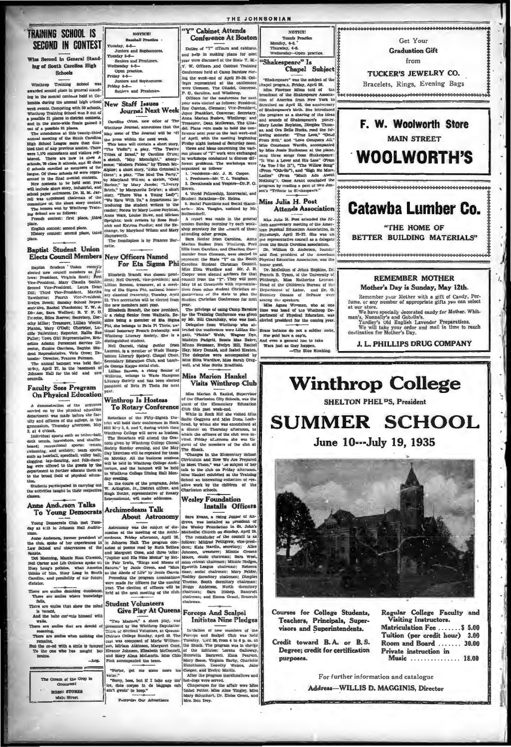# TRAINING SCHOOL IS SECOND IN CONTEST

**Wins Second in General Standing of South Carolina High Schools**

Winthrop Training School was awarded second place in general standing in the mental contest held at Columbia during the annual high school week events. Competing with 50 schools, Winthrop Training School won 9 out of a possible 21 places in district contests, and in the state-wide finals gained 5 out of a possible 21 places.

The attendance at this twenty-third annual meeting of the South Carolina High School League more than doubled that of any previous session. There were 1,100 contestants and visitors registered. There are now 14 class A schools, 70 class B schools, and 82 class C schools enrolled as members of the league. Of these schools 50 were represented in the final mental contests.

New contests to be held next year will include short story, industrial, and school paper entrances. Dr. H. M. Jarrell was appointed chairman of the committee on the short story contest.

The honors won by Winthrop Training School are as follows:

French contest: first place, third place.

English contest: second place.

History contest: second place, third place.

## Baptist Student Union Elects Council Members

Baptist Student Union recently elected new council members as follows: President, Virginia Scott; First Vice-President, Mary Claudia Smith; Second Vice-President, Laura Dean Dill; Third Vice-President, Martha Hawthorne; Fourth Vice-President, Evelyn Brock; Sunday School Representative, Rachel Thackston; Y. W. A. Director, Sara Wofford; B. Y. P. U. Director, Edna Reaves; Secretary, Dorothy Miller; Treasurer, Lillian Wentz; Pianist, Mary O'Dell; Chorister, Lucile Ballentine; Reporter, Hallie Sue Fuller; Town Girl Representative, Ernestine Adams; Personnel Service Director, Eunice Garrison, Baptist Student Representative, Viola Crow; Extension Director, Frances Putnam.

The annual banquet was held Saturday, April 27, in the basement of Johnson Hall for the old and new councils.

## Faculty Sees Program On Physical Education

A demonstration of the activities carried on by the physical education department was made before the faculty and officers of the college, in the gymnasium, Thursday afternoon, May 2, at 4 o'clock.

Individual sports such as tether-ball, deck tennis, horseshoes, and shuffleboard; recreational sports: tennis, swimming, and archery; team sports, such as baseball, speedball, volley ball; clogging, tap-dancing, and folk-dancing were offered to the guests by the department to further educate them as to the broad field of physical education.

Students participated in carrying out the activities taught in their respective classes.

## Anne Anderson Talks To Young Democrats

Young Democrats Club met Tuesday at 4:15 in Johnson Hall Auditorium.

Anne Anderson, former president of the club, spoke of her experiences in Law School and observances of the Senate.

Dot Manning, Mamie Rose Clawson, Nell Carter and Lib Cothran spoke on Huey Long's policies, what America thinks of him, Huey Long in South Carolina, and possibility of our future dictator.

There are smiles denoting dumbness,
There are smiles where knowledge fails,
There are smiles that show the mind is vacant,
And the babe con'ents himself with wails.
There are smiles that are devoid of meaning,
There are smiles when nothing else remains,
But the co-ed with a smile is favored
To the one who has naught but brains.

—Log.

The Cream of the Crop in Groceries!
HORN STORES
Main Street

---

**NOTICE!**
**Baseball Practice**

Tuesday, 4-5—
Juniors and Sophomores.
Tuesday 5-6—
Seniors and Freshmen.
Wednesday 4-5—
Open practice.
Friday 4-5—
Juniors and Sophomores.
Friday 5-6—
Seniors and Freshmen.

## New Staff Issues Journal Next Week

Caroline Crum, new editor of The Winthrop Journal, announces that the May issue of The Journal will be off the press within the next week.

This issue will contain a short story, "The Violin"; a play, "The Twelve Tribes of Israel," by Caroline Crum; a sketch, "May Moonlight," anonymous; "Modern Fables," by Tirzah McAlpine; a short story, "John Grimball's Gone"; a play, "The Mad Tea Party," by Maryland Wilson; a sketch, "Cold Harbor," by Mary Jacobs; "Literary Briefs," by Marguerite Zeigler; a short story, "There Was a Young Lady"; "We Have With Us," a department introducing the student writers to the reader; Poems by Mary Louise Boylston, Anne Ware, Louise Howe, and Miriam Speights; book reviews by Rose Rudnick and Katrina Purdue; and the Exchange, by Maryland Wilson and Mary Haynsworth.

The frontispiece is by Frances Burnette.

## New Officers Named For Eta Sigma Phi

Elizabeth Brandt was chosen president; Nell Garrett, vice-president; and Lillian Benson, treasurer, at a meeting of Eta Sigma Phi, national honorary classical fraternity, Tuesday, April 23. Two secretaries will be elected from the new members next year.

Elizabeth Brandt, the new president, is a rising Senior from Walhalla. Besides being a member of Eta Sigma Phi, she belongs to Beta Pi Theta, national honorary French fraternity, and Winthrop Literary Society. She is a distinguished student.

Nell Garrett, rising Senior from Laurens, is a member of Wade Hampton Literary Society, Chapel Choir, Secondary Education Club, and Lambda Omega Kappa social club.

Lillian Benson, a rising Senior of Williston, belongs to Wade Hampton Literary Society and has been elected president of Beta Pi Theta for next year.

## Winthrop Is Hostess To Rotary Conference

Rotarians of the Fifty-Eighth District will hold their conference in Rock Hill May 5, 6, and 7, during which time Winthrop College will serve as hostess.

The Rotarians will attend the Oratorio given by Winthrop College Choral Society Sunday evening, and the May Day Exercises will be repeated for them on Monday. All the business sessions will be held in Winthrop College Auditorium, and the banquet will be held in Winthrop College Dining Hall Monday evening.

In the course of the programs, John W. Arlington, Jr., District officer, and Hugh Butler, representative of Rotary International, will make addresses.

## Archimedeans Talk About Astronomy

Astronomy was the subject of discussion at the meeting of the Archimedeans, Friday afternoon, April 26, in Johnson Hall. The program consisted of poems read by Ruth Bethea and Margaret Cone, and three talks: "Jupiter and His Nine Moons" by Nettie Fair Lewis, "Rings and Moons of Saturn," by Janie Green, and "Mars as the Abode of Life" by Jessie Garris.

Preceding the program nominations were made for officers for the coming year. The election of officers will be held at the next meeting of the club.

## Student Volunteers Give Play At Queens

"Two Marias," a short play, was presented by the Winthrop Deputation Team of Student Volunteers, at Queens-Chicora College Sunday, April 28. The cast was composed of Marie Williamson, Miriam Atkinson, Margaret Cone, Eleanor Johnson, Elizabeth McConnell, and Mary Alma McLaurin. Miss Chlo Fink accompanied the team.

"Porter, get me some more ice water."

"Sorry, boss, but if I take any mo' ice, dat corpse in de baggage car ain't gwoin' to keep."

Patronize Our Advertisers

---

## "Y" Cabinet Attends Conference At Boston

Duties of "Y" officers and cabinets, and help in making plans for next year were discussed at the State Y. M.-Y. W. Officers and Cabinet Training Conference held at Camp Barstow during the week-end of April 27-28. Colleges represented at the conference were Clemson, The Citadel, Converse, P. C., Carolina, and Winthrop.

Officers for the conference for next year were elected as follows: President, Roy Cureton, Clemson; Vice-President, Joyce Frankfort, Converse; Secretary, Anna Marian Busbee, Winthrop; and Treasurer, Dean McGowan, The Citadel. Plans were made to hold the conference next year on the last week-end of April, with the meeting beginning Friday night instead of Saturday noon.

Views and ideas concerning the various phases of "Y" work were exchanged in workshops conducted to discuss different problems. The workshops were organized as follows:

1. Presidents—Mr. J. R. Cooper.
2. Freshmen—Mr. T. L. Vaughan.
3. Devotionals and Vespers—Dr. P. O. Brown.
4. World Fellowship, Interracial, and Student Relations—Dr. Helms.
5. Social Functions and Social Standards— Mrs. Vaughan, assisted by Mr. Holtzendorff.

A report was made in the general session Sunday morning by each workshop secretary for the benefit of those attending other groups.

Sara Rector from Carolina, Anna Marian Busbee from Winthrop, Fred Hills from Carolina, and Charlton Coolmander from Clemson, were elected to represent the State "Y" on the South Carolina Student Christian Council. Miss Eliza Wardlaw and Mr. J. R. Cooper were elected advisers for that council from the "Y". They will meet May 18 at Greenville with representatives from other student Christian organizations of the state to plan the Student Christian Conference for next year.

The privilege of using Camp Barstow for the Training Conference was given by Mr. Bill Cramisky, who was host.

Delegates from Winthrop who attended the conference were Lillian Hogate, "Pinkie" Webb, Wagner Dye, Maddyn Padgett, Bessie Mae Ross, Minna Neussner, Evelyn Hill, Rachel Hay, Mary Donald, and Isabel Keaton. The delegates were accompanied by Miss Eliza Wardlaw, Miss Sarah Cogswell, and Miss Stella Bradfield.

## Miss Marion Hankel Visits Winthrop Club

Miss Marian S. Hankel, Supervisor of the Charleston City Schools, was the guest of the Elementary Education Club this past week-end.

While in Rock Hill she visited Miss Sadie Goggans and Miss Dona Lochhead, by whom she was entertained at a dinner on Thursday afternoon, to which the officers of the club were invited. Friday afternoon she was the guest of the members of the club at The Shack.

"Changes in the Elementary School Curriculum and How We Are Prepared to Meet Them," was the subject of her talk to the club on Friday afternoon. Miss Hankel exhibited at the Training School an interesting collection of creative work by the children of the Charleston schools.

## Wesley Foundation Installs Officers

Sara Evans, a rising Junior of Andrews, was installed as president of the Wesley Foundation in St. John's Methodist Church on Sunday, April 28.

The remainder of the council is as follows: Mildred Pettigrew, vice-president; Kate Hardin, secretary; Alice Johnson, treasurer; Minnie Greene Moore, music chairman; Sara West, noon retreat chairman; Minnie Hodges, Epworth League chairman; Rebecca Bear, social chairman; Mary Felder, Roddey dormitory chairman; Dimples Thomas, South dormitory chairman; Briggs Anderson, North dormitory chairman; Sara Bishop, Bancroft chairman; and Emma Grant, Breazeale chairman.

## Forceps And Scalpel Initiates Nine Pledges

Initiation of new members of the Forceps and Scalpel Club was held Tuesday, April 30, from 4 to 6 p. m. at the Shack. The program was in charge of the initiates: Lorena Galloway, Henrietta Barnwell, Elma Pearson, Mary Sease, Virginia Barby, Charlotte Hutchinson, Dorothy Waters, Jane Cooper, and Evelyn Martin.

After the program marshmallows and hot-dogs were served.

Chaperones for the affair were Miss Isabel Potter, Miss Alice Tingley, Miss Mary Schuchart, Dr. Eloise Green, and Mrs. Ben Ivey.

---

**NOTICE!**
**Tennis Practice**

Monday, 4-6.
Thursday, 4-6.
Wednesday—Open practice.

## "Shakespeare" Is Chapel Subject

"Shakespeare" was the subject of the chapel program, Friday, April 26.

Miss Florence Mims told of the broadcast of the Shakespeare Association of America from New York to Stratford on April 23, the anniversary of Shakespeare's birth. She introduced the program as a sharing of the ideas and sounds of Shakespeare's poetry. Mary Louise Boylston, Dimples Thomas, and Ora Belle Hucks, read the following sonnets: "True Love," "Good From Evil," and "Love Conquers All." Miss Constance Wardle, accompanied by Miss Jessie Buchanan at the piano, sang three songs from Shakespeare: "It Was a Lover and His Lass" (From "As You Like It"), "The Willow Song" (From "Othello"), and "Sigh No More, Ladies" (From "Much Ado About Nothing"). Gene Arant concluded the program by reading a part of Ben Jonson's "Tribute to Shakespeare."

## Miss Julia H. Post Attends Association

Miss Julia H. Post attended the fiftieth anniversary meeting of the American Physical Education Association, in Pittsburgh, April 25-27. She was on the representative council as a delegate from the South Carolina association.

Dr. William G. Anderson, founder and first president of the American Physical Education Association, was the honor guest.

Dr. McCollum of Johns Hopkins, Dr. Francis B. Tyson, of the University of Pittsburgh, Miss Katherine Lenroot, Head of the Children's Bureau of the Department of Labor, and Dr. G. Bromley Oxnam of DePauw were among the speakers.

Miss Agnes Wevmen, who at one time was head of the Winthrop Department of Physical Education, was elected president for the coming year.

Brass buttons do not a soldier make,
Nor gold bars a cap'n,
And even a general has to take
Wars just as they happen.
—The Blue Stocking.

---

Get Your
**Graduation Gift**
from
**TUCKER'S JEWELRY CO.**
Bracelets, Rings, Evening Bags

---

**F. W. Woolworth Store**
**MAIN STREET**
# WOOLWORTH'S

---

# Catawba Lumber Co.

**"THE HOME OF BETTER BUILDING MATERIALS"**

---

**REMEMBER MOTHER**
**Mother's Day is Sunday, May 12th.**

Remember your Mother with a gift of Candy, Perfume, or any number of appropriate gifts you can select at our store.

We have specially decorated candy for Mother. Whitman's, Nunnally's and Gobelin's.

Yardley's Old English Lavender Preparations.

We will take your order and mail in time to reach destination for Mother's Day.

**J. L. PHILLIPS DRUG COMPANY**

---

# Winthrop College

**SHELTON PHELPS, President**

# SUMMER SCHOOL

**June 10---July 19, 1935**

Courses for College Students, Teachers, Principals, Supervisors and Superintendents.

Credit toward B.A. or B.S. Degree; credit for certification purposes.

Regular College Faculty and Visiting Instructors.

| | |
|---|---|
| Matriculation Fee | $ 5.00 |
| Tuition (per credit hour) | 3.00 |
| Room and Board | 30.00 |
| Private instruction in Music | 18.00 |

For further information and catalogue

Address—WILLIS D. MAGGINIS, Director